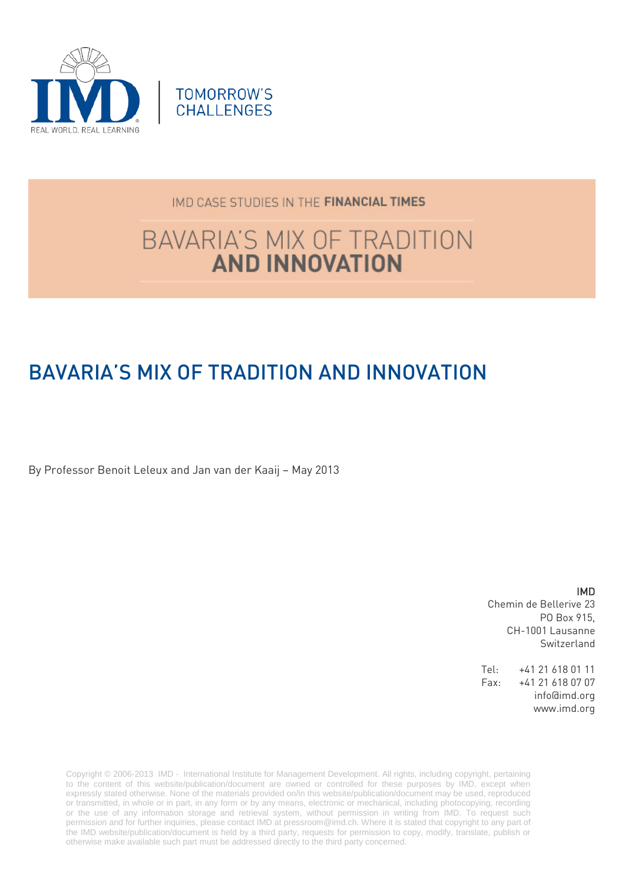REAL WORLD. REAL LEARNING

TOMORROW'S CHALLENGES

IMD CASE STUDIES IN THE **FINANCIAL TIMES**

BAVARIA'S MIX OF TRADITION **AND INNOVATION**

# BAVARIA'S MIX OF TRADITION AND INNOVATION

By Professor Benoit Leleux and Jan van der Kaaij – May 2013

**IMD**
Chemin de Bellerive 23
PO Box 915,
CH-1001 Lausanne
Switzerland

Tel: +41 21 618 01 11
Fax: +41 21 618 07 07
info@imd.org
www.imd.org

Copyright © 2006-2013 IMD - International Institute for Management Development. All rights, including copyright, pertaining to the content of this website/publication/document are owned or controlled for these purposes by IMD, except when expressly stated otherwise. None of the materials provided on/in this website/publication/document may be used, reproduced or transmitted, in whole or in part, in any form or by any means, electronic or mechanical, including photocopying, recording or the use of any information storage and retrieval system, without permission in writing from IMD. To request such permission and for further inquiries, please contact IMD at pressroom@imd.ch. Where it is stated that copyright to any part of the IMD website/publication/document is held by a third party, requests for permission to copy, modify, translate, publish or otherwise make available such part must be addressed directly to the third party concerned.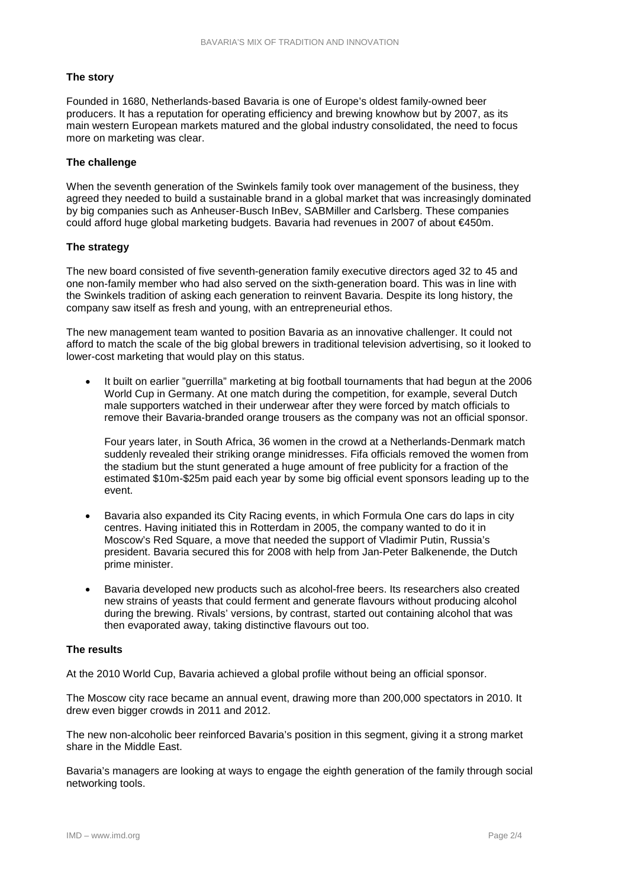### The story

Founded in 1680, Netherlands-based Bavaria is one of Europe's oldest family-owned beer producers. It has a reputation for operating efficiency and brewing knowhow but by 2007, as its main western European markets matured and the global industry consolidated, the need to focus more on marketing was clear.

### The challenge

When the seventh generation of the Swinkels family took over management of the business, they agreed they needed to build a sustainable brand in a global market that was increasingly dominated by big companies such as Anheuser-Busch InBev, SABMiller and Carlsberg. These companies could afford huge global marketing budgets. Bavaria had revenues in 2007 of about €450m.

### The strategy

The new board consisted of five seventh-generation family executive directors aged 32 to 45 and one non-family member who had also served on the sixth-generation board. This was in line with the Swinkels tradition of asking each generation to reinvent Bavaria. Despite its long history, the company saw itself as fresh and young, with an entrepreneurial ethos.

The new management team wanted to position Bavaria as an innovative challenger. It could not afford to match the scale of the big global brewers in traditional television advertising, so it looked to lower-cost marketing that would play on this status.

- It built on earlier "guerrilla" marketing at big football tournaments that had begun at the 2006 World Cup in Germany. At one match during the competition, for example, several Dutch male supporters watched in their underwear after they were forced by match officials to remove their Bavaria-branded orange trousers as the company was not an official sponsor.

  Four years later, in South Africa, 36 women in the crowd at a Netherlands-Denmark match suddenly revealed their striking orange minidresses. Fifa officials removed the women from the stadium but the stunt generated a huge amount of free publicity for a fraction of the estimated $10m-$25m paid each year by some big official event sponsors leading up to the event.

- Bavaria also expanded its City Racing events, in which Formula One cars do laps in city centres. Having initiated this in Rotterdam in 2005, the company wanted to do it in Moscow's Red Square, a move that needed the support of Vladimir Putin, Russia's president. Bavaria secured this for 2008 with help from Jan-Peter Balkenende, the Dutch prime minister.

- Bavaria developed new products such as alcohol-free beers. Its researchers also created new strains of yeasts that could ferment and generate flavours without producing alcohol during the brewing. Rivals' versions, by contrast, started out containing alcohol that was then evaporated away, taking distinctive flavours out too.

### The results

At the 2010 World Cup, Bavaria achieved a global profile without being an official sponsor.

The Moscow city race became an annual event, drawing more than 200,000 spectators in 2010. It drew even bigger crowds in 2011 and 2012.

The new non-alcoholic beer reinforced Bavaria's position in this segment, giving it a strong market share in the Middle East.

Bavaria's managers are looking at ways to engage the eighth generation of the family through social networking tools.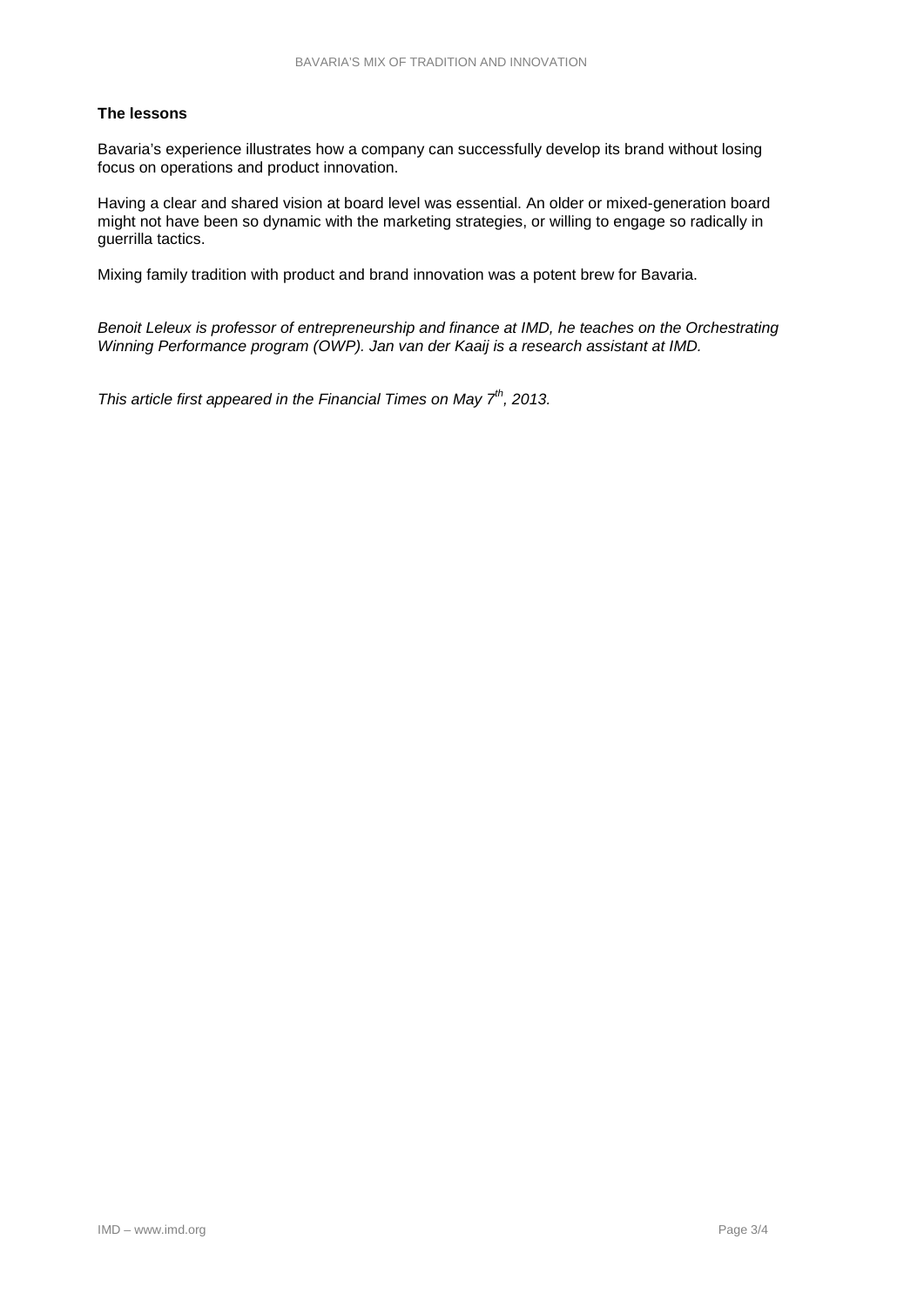### The lessons

Bavaria's experience illustrates how a company can successfully develop its brand without losing focus on operations and product innovation.

Having a clear and shared vision at board level was essential. An older or mixed-generation board might not have been so dynamic with the marketing strategies, or willing to engage so radically in guerrilla tactics.

Mixing family tradition with product and brand innovation was a potent brew for Bavaria.

*Benoit Leleux is professor of entrepreneurship and finance at IMD, he teaches on the Orchestrating Winning Performance program (OWP). Jan van der Kaaij is a research assistant at IMD.*

*This article first appeared in the Financial Times on May 7th, 2013.*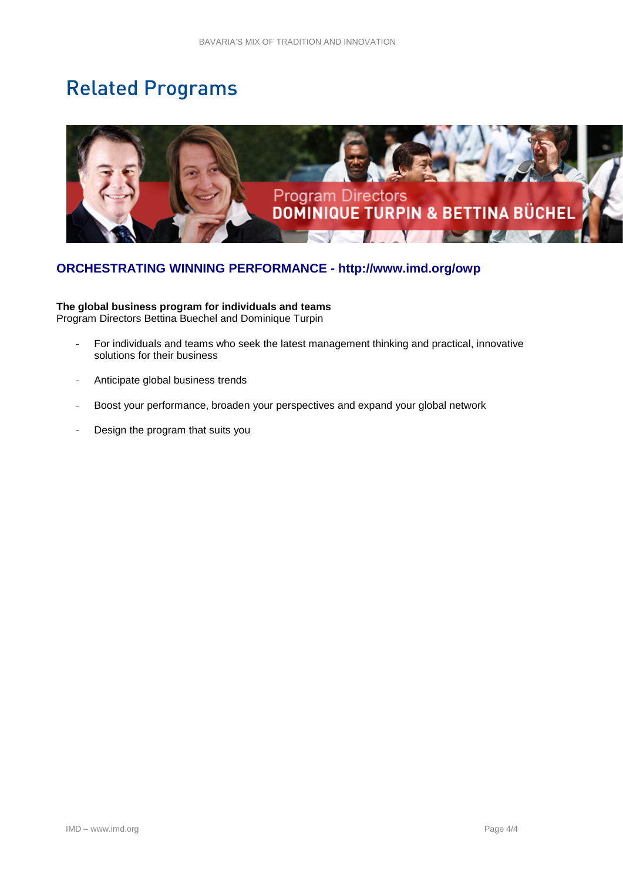# Related Programs

## ORCHESTRATING WINNING PERFORMANCE - http://www.imd.org/owp

**The global business program for individuals and teams**
Program Directors Bettina Buechel and Dominique Turpin

- For individuals and teams who seek the latest management thinking and practical, innovative solutions for their business
- Anticipate global business trends
- Boost your performance, broaden your perspectives and expand your global network
- Design the program that suits you